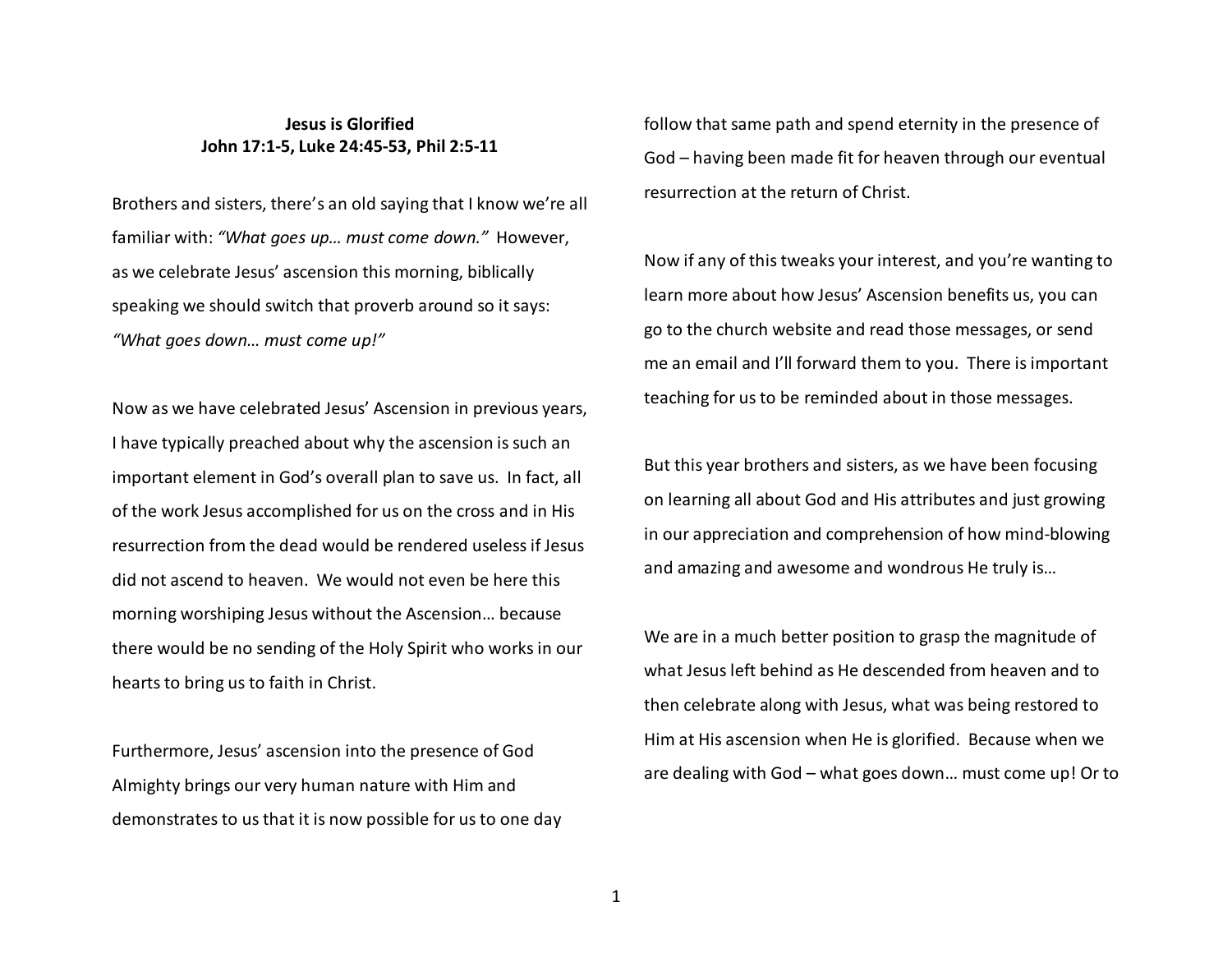**Jesus is Glorified**
**John 17:1-5, Luke 24:45-53, Phil 2:5-11**

Brothers and sisters, there's an old saying that I know we're all familiar with: *"What goes up… must come down."* However, as we celebrate Jesus' ascension this morning, biblically speaking we should switch that proverb around so it says: *"What goes down… must come up!"*

Now as we have celebrated Jesus' Ascension in previous years, I have typically preached about why the ascension is such an important element in God's overall plan to save us. In fact, all of the work Jesus accomplished for us on the cross and in His resurrection from the dead would be rendered useless if Jesus did not ascend to heaven. We would not even be here this morning worshiping Jesus without the Ascension… because there would be no sending of the Holy Spirit who works in our hearts to bring us to faith in Christ.

Furthermore, Jesus' ascension into the presence of God Almighty brings our very human nature with Him and demonstrates to us that it is now possible for us to one day follow that same path and spend eternity in the presence of God – having been made fit for heaven through our eventual resurrection at the return of Christ.

Now if any of this tweaks your interest, and you're wanting to learn more about how Jesus' Ascension benefits us, you can go to the church website and read those messages, or send me an email and I'll forward them to you. There is important teaching for us to be reminded about in those messages.

But this year brothers and sisters, as we have been focusing on learning all about God and His attributes and just growing in our appreciation and comprehension of how mind-blowing and amazing and awesome and wondrous He truly is…

We are in a much better position to grasp the magnitude of what Jesus left behind as He descended from heaven and to then celebrate along with Jesus, what was being restored to Him at His ascension when He is glorified. Because when we are dealing with God – what goes down… must come up! Or to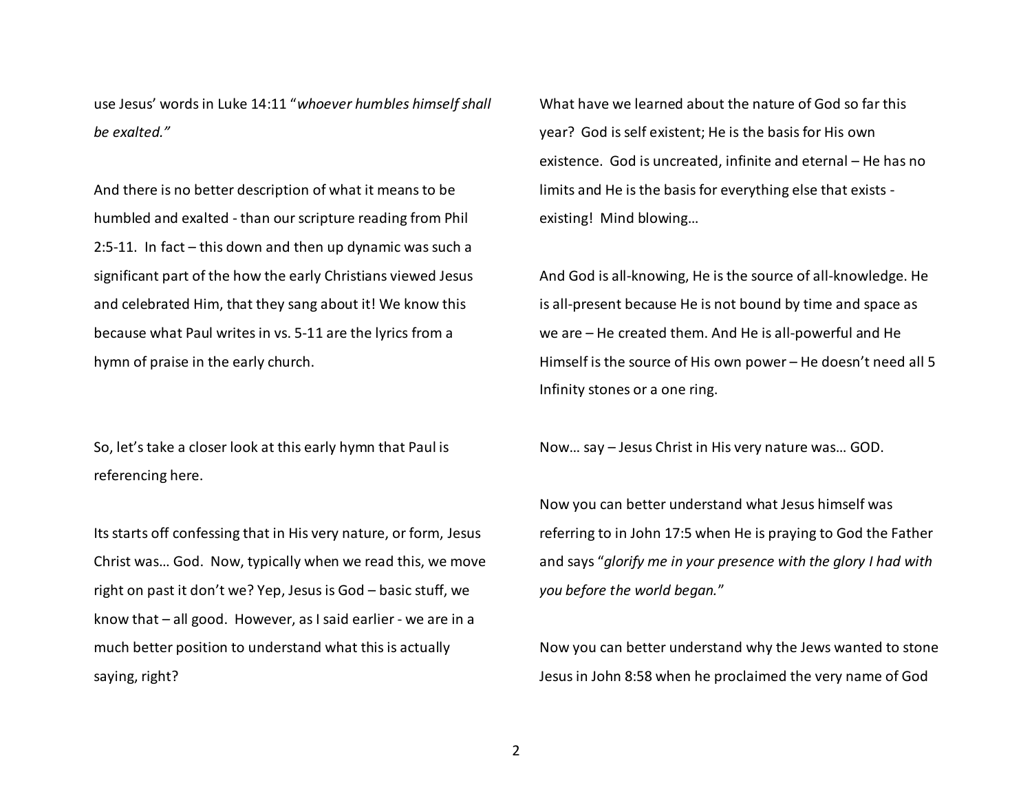use Jesus' words in Luke 14:11 "*whoever humbles himself shall be exalted.*"

And there is no better description of what it means to be humbled and exalted - than our scripture reading from Phil 2:5-11. In fact – this down and then up dynamic was such a significant part of the how the early Christians viewed Jesus and celebrated Him, that they sang about it! We know this because what Paul writes in vs. 5-11 are the lyrics from a hymn of praise in the early church.

So, let's take a closer look at this early hymn that Paul is referencing here.

Its starts off confessing that in His very nature, or form, Jesus Christ was… God. Now, typically when we read this, we move right on past it don't we? Yep, Jesus is God – basic stuff, we know that – all good. However, as I said earlier - we are in a much better position to understand what this is actually saying, right?

What have we learned about the nature of God so far this year? God is self existent; He is the basis for His own existence. God is uncreated, infinite and eternal – He has no limits and He is the basis for everything else that exists - existing! Mind blowing…

And God is all-knowing, He is the source of all-knowledge. He is all-present because He is not bound by time and space as we are – He created them. And He is all-powerful and He Himself is the source of His own power – He doesn't need all 5 Infinity stones or a one ring.

Now… say – Jesus Christ in His very nature was… GOD.

Now you can better understand what Jesus himself was referring to in John 17:5 when He is praying to God the Father and says "*glorify me in your presence with the glory I had with you before the world began.*"

Now you can better understand why the Jews wanted to stone Jesus in John 8:58 when he proclaimed the very name of God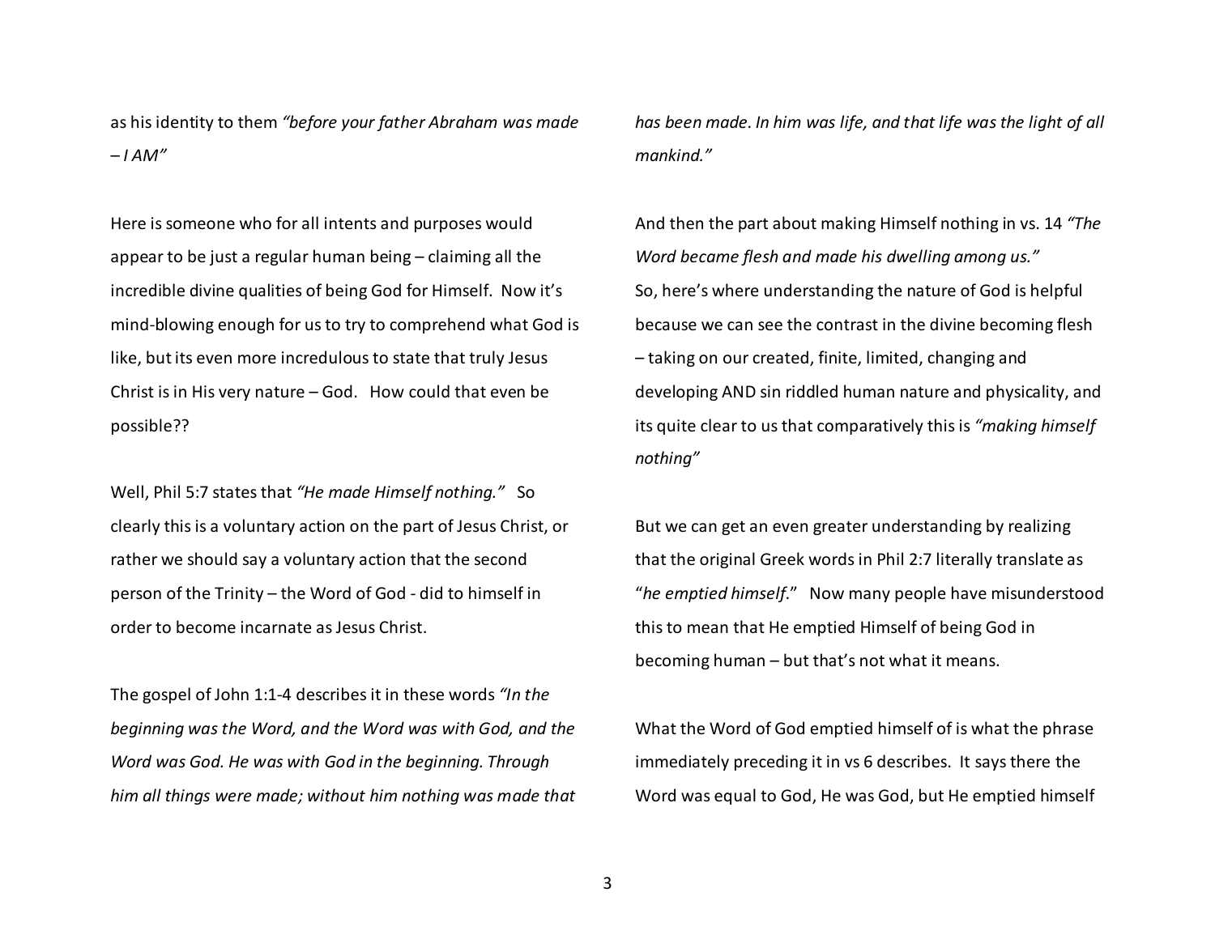as his identity to them *"before your father Abraham was made – I AM"*

Here is someone who for all intents and purposes would appear to be just a regular human being – claiming all the incredible divine qualities of being God for Himself. Now it's mind-blowing enough for us to try to comprehend what God is like, but its even more incredulous to state that truly Jesus Christ is in His very nature – God. How could that even be possible??

Well, Phil 5:7 states that *"He made Himself nothing."* So clearly this is a voluntary action on the part of Jesus Christ, or rather we should say a voluntary action that the second person of the Trinity – the Word of God - did to himself in order to become incarnate as Jesus Christ.

The gospel of John 1:1-4 describes it in these words *"In the beginning was the Word, and the Word was with God, and the Word was God. He was with God in the beginning. Through him all things were made; without him nothing was made that has been made. In him was life, and that life was the light of all mankind."*

And then the part about making Himself nothing in vs. 14 *"The Word became flesh and made his dwelling among us."*
So, here's where understanding the nature of God is helpful because we can see the contrast in the divine becoming flesh – taking on our created, finite, limited, changing and developing AND sin riddled human nature and physicality, and its quite clear to us that comparatively this is *"making himself nothing"*

But we can get an even greater understanding by realizing that the original Greek words in Phil 2:7 literally translate as "*he emptied himself*." Now many people have misunderstood this to mean that He emptied Himself of being God in becoming human – but that's not what it means.

What the Word of God emptied himself of is what the phrase immediately preceding it in vs 6 describes. It says there the Word was equal to God, He was God, but He emptied himself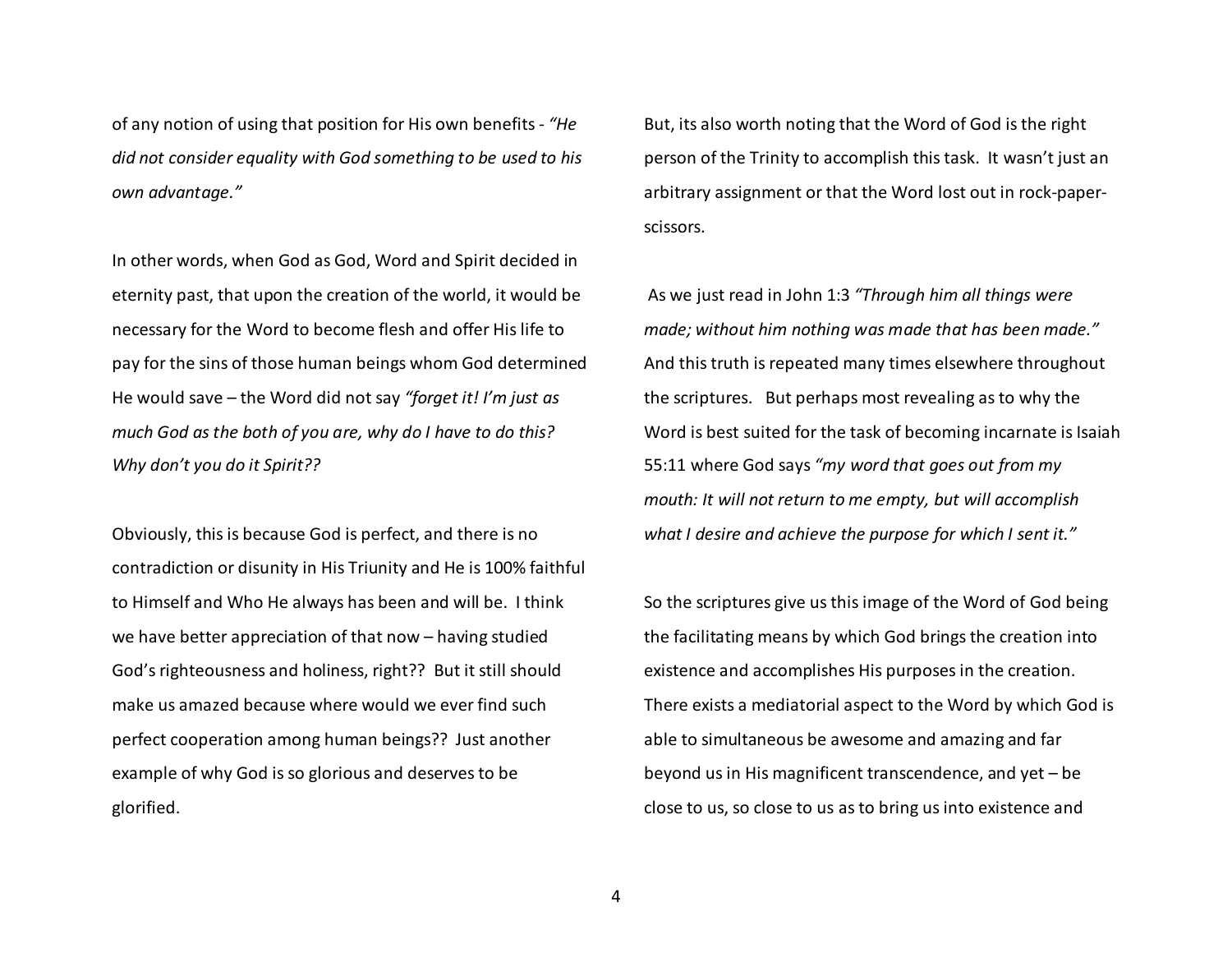of any notion of using that position for His own benefits - *"He did not consider equality with God something to be used to his own advantage."*

In other words, when God as God, Word and Spirit decided in eternity past, that upon the creation of the world, it would be necessary for the Word to become flesh and offer His life to pay for the sins of those human beings whom God determined He would save – the Word did not say *"forget it! I'm just as much God as the both of you are, why do I have to do this? Why don't you do it Spirit??*

Obviously, this is because God is perfect, and there is no contradiction or disunity in His Triunity and He is 100% faithful to Himself and Who He always has been and will be. I think we have better appreciation of that now – having studied God's righteousness and holiness, right?? But it still should make us amazed because where would we ever find such perfect cooperation among human beings?? Just another example of why God is so glorious and deserves to be glorified.

But, its also worth noting that the Word of God is the right person of the Trinity to accomplish this task. It wasn't just an arbitrary assignment or that the Word lost out in rock-paper-scissors.

As we just read in John 1:3 *"Through him all things were made; without him nothing was made that has been made."* And this truth is repeated many times elsewhere throughout the scriptures. But perhaps most revealing as to why the Word is best suited for the task of becoming incarnate is Isaiah 55:11 where God says *"my word that goes out from my mouth: It will not return to me empty, but will accomplish what I desire and achieve the purpose for which I sent it."*

So the scriptures give us this image of the Word of God being the facilitating means by which God brings the creation into existence and accomplishes His purposes in the creation. There exists a mediatorial aspect to the Word by which God is able to simultaneous be awesome and amazing and far beyond us in His magnificent transcendence, and yet – be close to us, so close to us as to bring us into existence and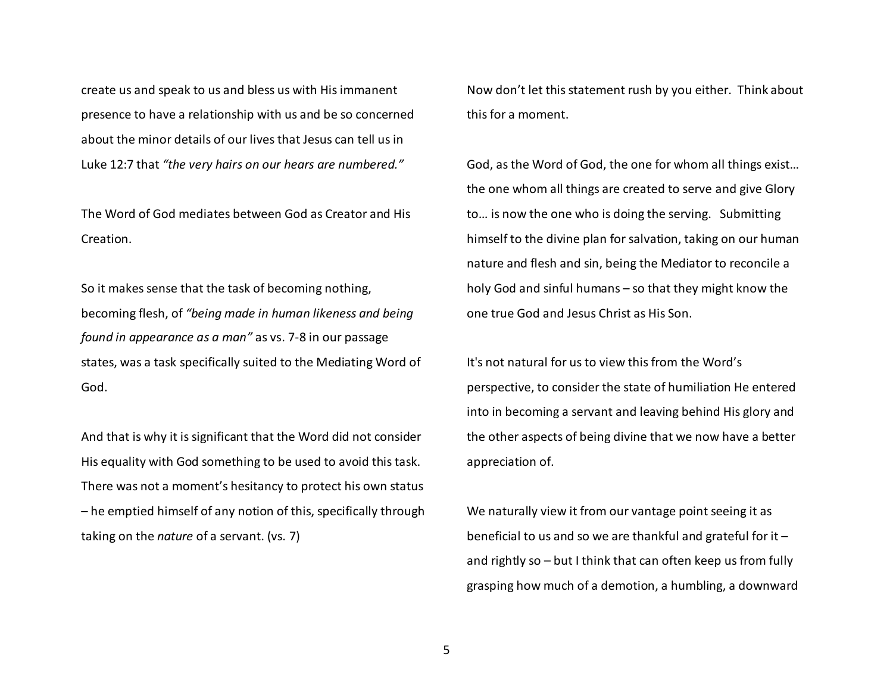create us and speak to us and bless us with His immanent presence to have a relationship with us and be so concerned about the minor details of our lives that Jesus can tell us in Luke 12:7 that *"the very hairs on our hears are numbered."*

The Word of God mediates between God as Creator and His Creation.

So it makes sense that the task of becoming nothing, becoming flesh, of *"being made in human likeness and being found in appearance as a man"* as vs. 7-8 in our passage states, was a task specifically suited to the Mediating Word of God.

And that is why it is significant that the Word did not consider His equality with God something to be used to avoid this task. There was not a moment's hesitancy to protect his own status – he emptied himself of any notion of this, specifically through taking on the *nature* of a servant. (vs. 7)

Now don't let this statement rush by you either. Think about this for a moment.

God, as the Word of God, the one for whom all things exist… the one whom all things are created to serve and give Glory to… is now the one who is doing the serving. Submitting himself to the divine plan for salvation, taking on our human nature and flesh and sin, being the Mediator to reconcile a holy God and sinful humans – so that they might know the one true God and Jesus Christ as His Son.

It's not natural for us to view this from the Word's perspective, to consider the state of humiliation He entered into in becoming a servant and leaving behind His glory and the other aspects of being divine that we now have a better appreciation of.

We naturally view it from our vantage point seeing it as beneficial to us and so we are thankful and grateful for it – and rightly so – but I think that can often keep us from fully grasping how much of a demotion, a humbling, a downward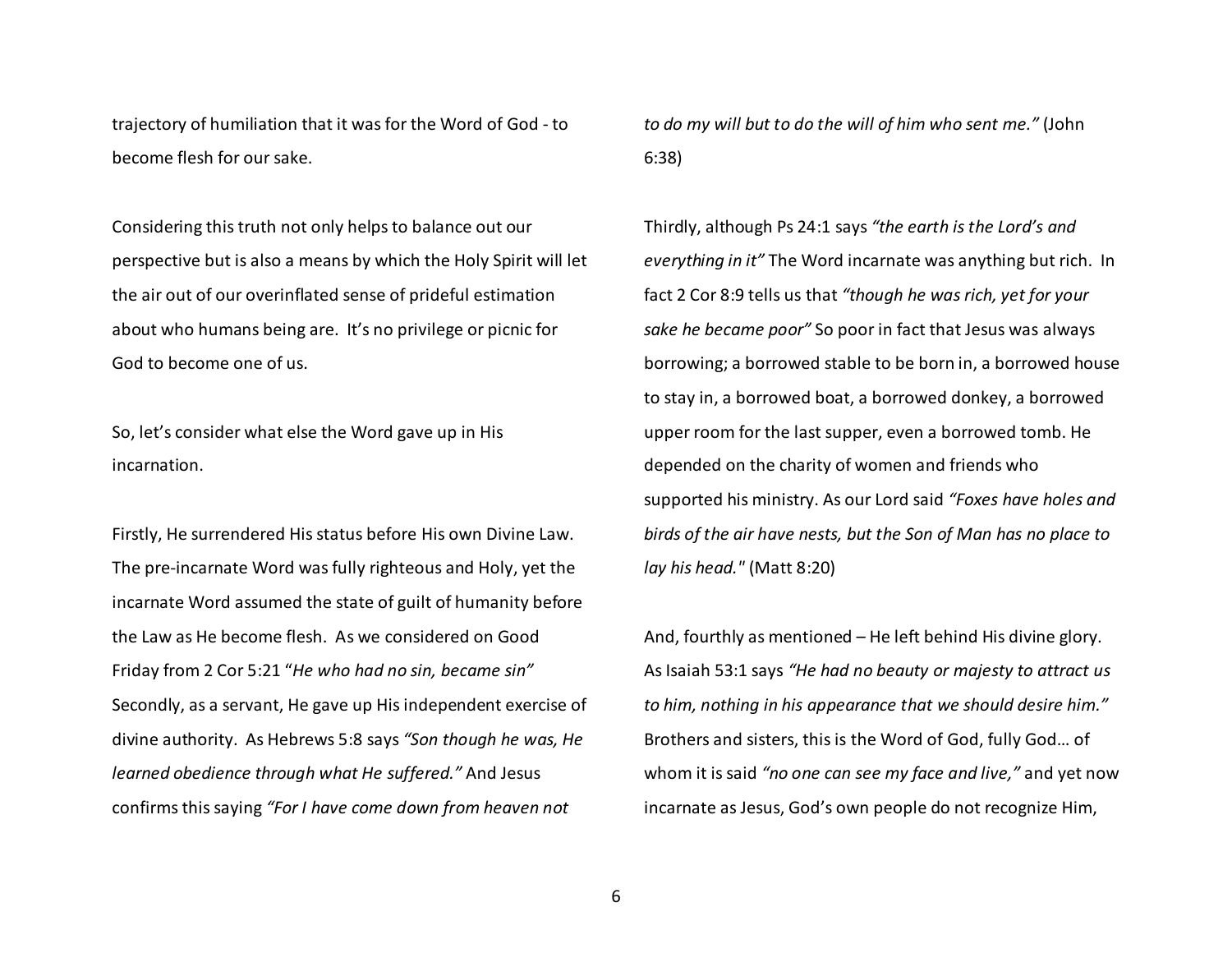trajectory of humiliation that it was for the Word of God - to become flesh for our sake.

Considering this truth not only helps to balance out our perspective but is also a means by which the Holy Spirit will let the air out of our overinflated sense of prideful estimation about who humans being are. It's no privilege or picnic for God to become one of us.

So, let's consider what else the Word gave up in His incarnation.

Firstly, He surrendered His status before His own Divine Law. The pre-incarnate Word was fully righteous and Holy, yet the incarnate Word assumed the state of guilt of humanity before the Law as He become flesh. As we considered on Good Friday from 2 Cor 5:21 "*He who had no sin, became sin"* Secondly, as a servant, He gave up His independent exercise of divine authority. As Hebrews 5:8 says *"Son though he was, He learned obedience through what He suffered."* And Jesus confirms this saying *"For I have come down from heaven not to do my will but to do the will of him who sent me."* (John 6:38)

Thirdly, although Ps 24:1 says *"the earth is the Lord's and everything in it"* The Word incarnate was anything but rich. In fact 2 Cor 8:9 tells us that *"though he was rich, yet for your sake he became poor"* So poor in fact that Jesus was always borrowing; a borrowed stable to be born in, a borrowed house to stay in, a borrowed boat, a borrowed donkey, a borrowed upper room for the last supper, even a borrowed tomb. He depended on the charity of women and friends who supported his ministry. As our Lord said *"Foxes have holes and birds of the air have nests, but the Son of Man has no place to lay his head."* (Matt 8:20)

And, fourthly as mentioned – He left behind His divine glory. As Isaiah 53:1 says *"He had no beauty or majesty to attract us to him, nothing in his appearance that we should desire him."* Brothers and sisters, this is the Word of God, fully God… of whom it is said *"no one can see my face and live,"* and yet now incarnate as Jesus, God's own people do not recognize Him,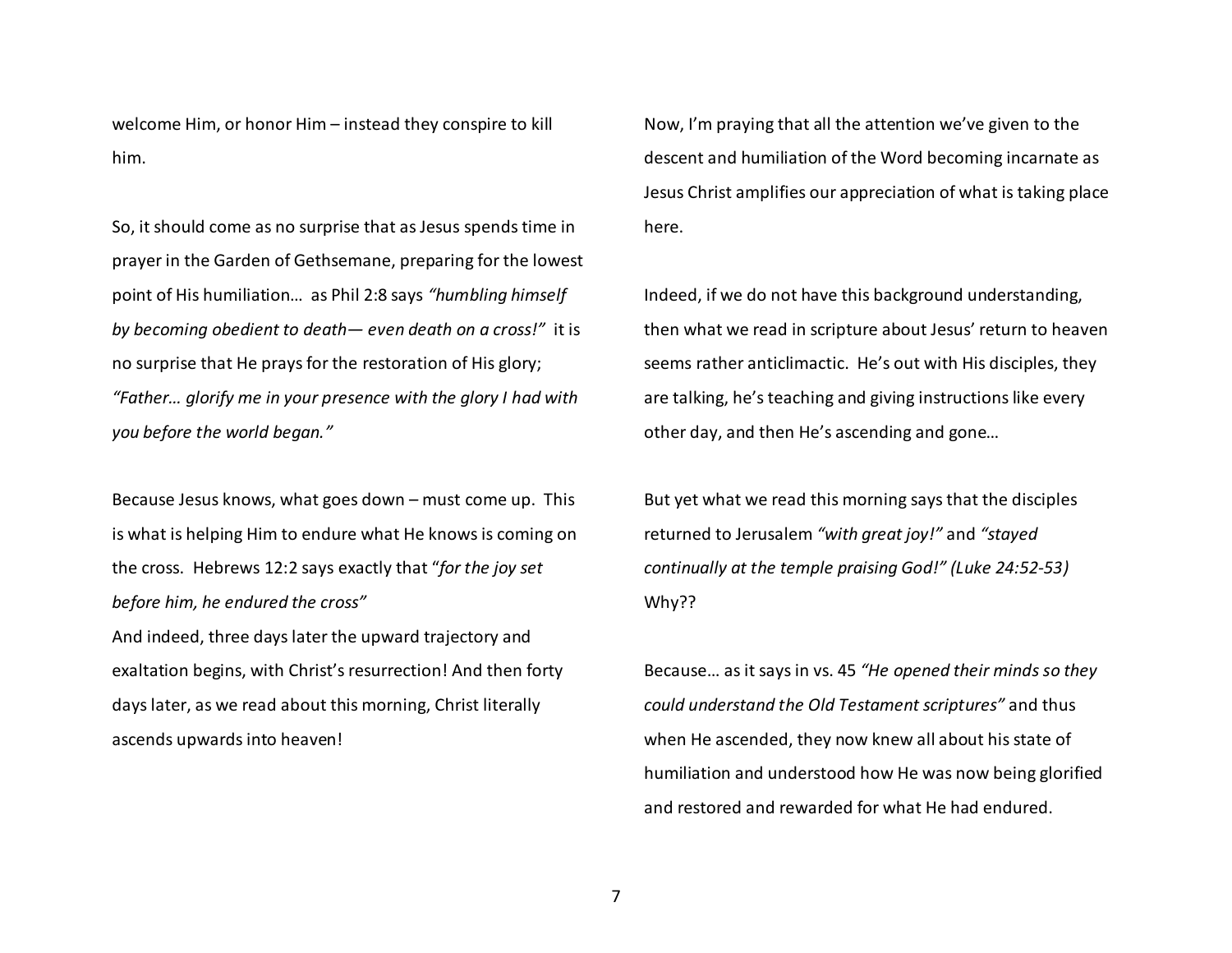welcome Him, or honor Him – instead they conspire to kill him.

So, it should come as no surprise that as Jesus spends time in prayer in the Garden of Gethsemane, preparing for the lowest point of His humiliation… as Phil 2:8 says *"humbling himself by becoming obedient to death— even death on a cross!"* it is no surprise that He prays for the restoration of His glory; *"Father… glorify me in your presence with the glory I had with you before the world began."*

Because Jesus knows, what goes down – must come up. This is what is helping Him to endure what He knows is coming on the cross. Hebrews 12:2 says exactly that "*for the joy set before him, he endured the cross"*
And indeed, three days later the upward trajectory and exaltation begins, with Christ's resurrection! And then forty days later, as we read about this morning, Christ literally ascends upwards into heaven!

Now, I'm praying that all the attention we've given to the descent and humiliation of the Word becoming incarnate as Jesus Christ amplifies our appreciation of what is taking place here.

Indeed, if we do not have this background understanding, then what we read in scripture about Jesus' return to heaven seems rather anticlimactic. He's out with His disciples, they are talking, he's teaching and giving instructions like every other day, and then He's ascending and gone…

But yet what we read this morning says that the disciples returned to Jerusalem *"with great joy!"* and *"stayed continually at the temple praising God!" (Luke 24:52-53)* Why??

Because… as it says in vs. 45 *"He opened their minds so they could understand the Old Testament scriptures"* and thus when He ascended, they now knew all about his state of humiliation and understood how He was now being glorified and restored and rewarded for what He had endured.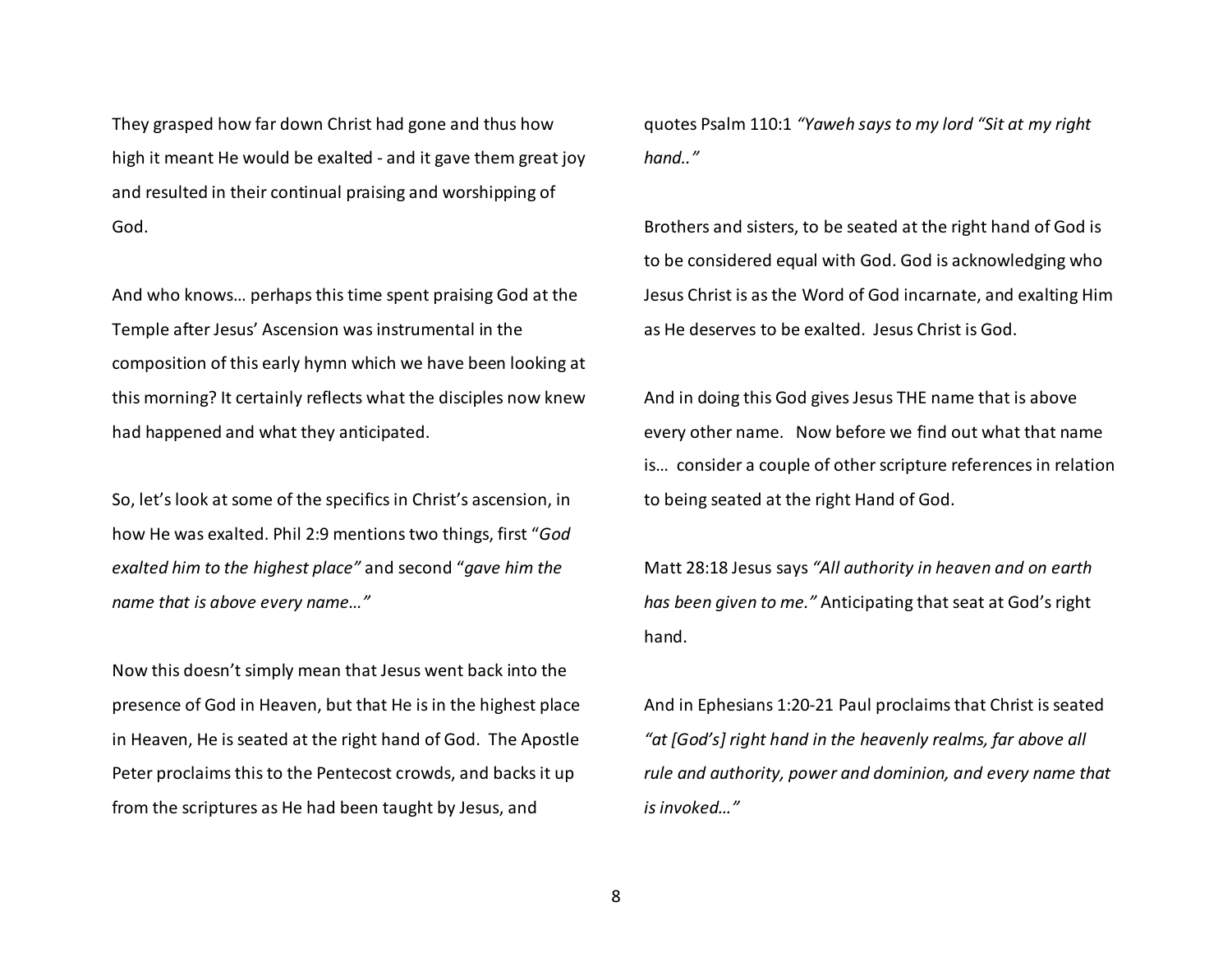They grasped how far down Christ had gone and thus how high it meant He would be exalted - and it gave them great joy and resulted in their continual praising and worshipping of God.

And who knows… perhaps this time spent praising God at the Temple after Jesus' Ascension was instrumental in the composition of this early hymn which we have been looking at this morning? It certainly reflects what the disciples now knew had happened and what they anticipated.

So, let's look at some of the specifics in Christ's ascension, in how He was exalted. Phil 2:9 mentions two things, first "*God exalted him to the highest place"* and second "*gave him the name that is above every name…"*

Now this doesn't simply mean that Jesus went back into the presence of God in Heaven, but that He is in the highest place in Heaven, He is seated at the right hand of God. The Apostle Peter proclaims this to the Pentecost crowds, and backs it up from the scriptures as He had been taught by Jesus, and quotes Psalm 110:1 *"Yaweh says to my lord "Sit at my right hand.."*

Brothers and sisters, to be seated at the right hand of God is to be considered equal with God. God is acknowledging who Jesus Christ is as the Word of God incarnate, and exalting Him as He deserves to be exalted. Jesus Christ is God.

And in doing this God gives Jesus THE name that is above every other name. Now before we find out what that name is… consider a couple of other scripture references in relation to being seated at the right Hand of God.

Matt 28:18 Jesus says *"All authority in heaven and on earth has been given to me."* Anticipating that seat at God's right hand.

And in Ephesians 1:20-21 Paul proclaims that Christ is seated *"at [God's] right hand in the heavenly realms, far above all rule and authority, power and dominion, and every name that is invoked…"*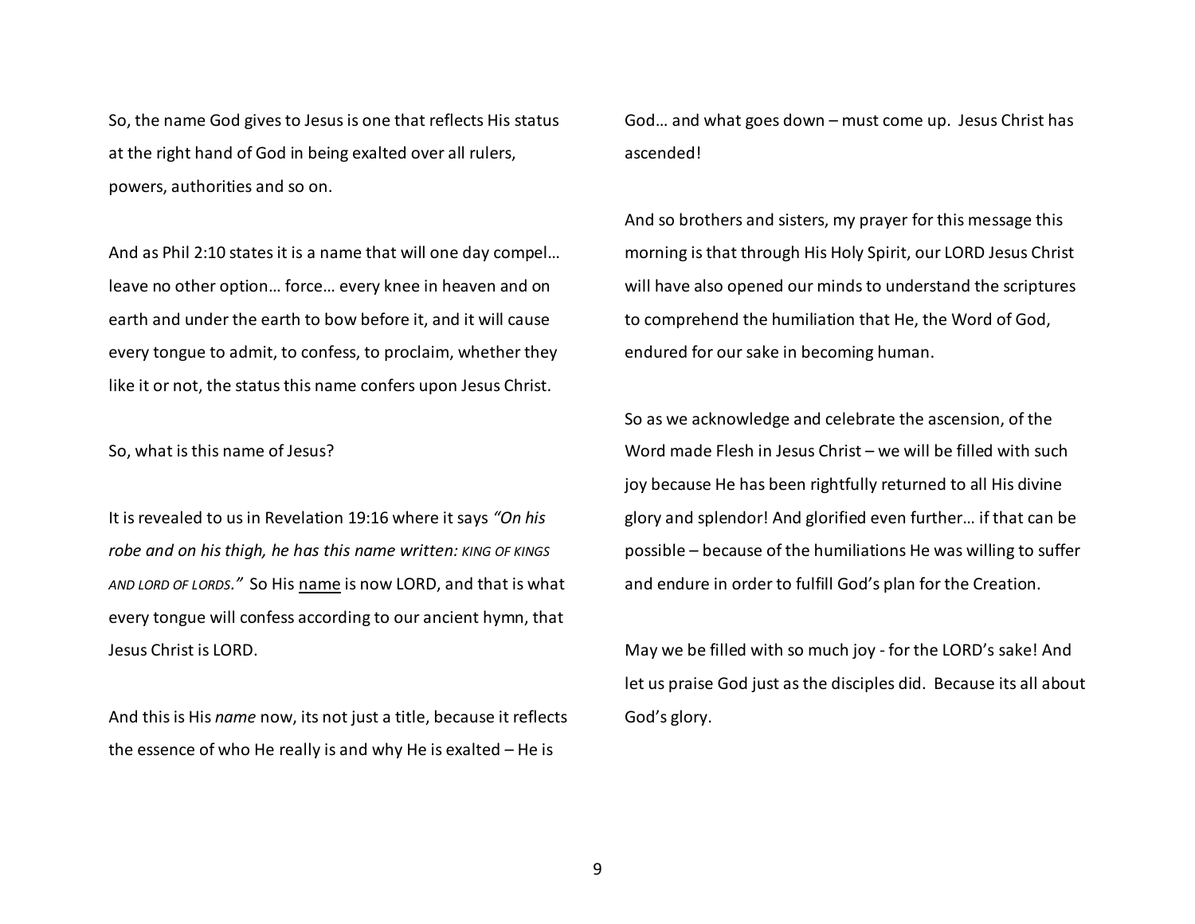So, the name God gives to Jesus is one that reflects His status at the right hand of God in being exalted over all rulers, powers, authorities and so on.

And as Phil 2:10 states it is a name that will one day compel… leave no other option… force… every knee in heaven and on earth and under the earth to bow before it, and it will cause every tongue to admit, to confess, to proclaim, whether they like it or not, the status this name confers upon Jesus Christ.

So, what is this name of Jesus?

It is revealed to us in Revelation 19:16 where it says *"On his robe and on his thigh, he has this name written: KING OF KINGS AND LORD OF LORDS."* So His <u>name</u> is now LORD, and that is what every tongue will confess according to our ancient hymn, that Jesus Christ is LORD.

And this is His *name* now, its not just a title, because it reflects the essence of who He really is and why He is exalted – He is God… and what goes down – must come up. Jesus Christ has ascended!

And so brothers and sisters, my prayer for this message this morning is that through His Holy Spirit, our LORD Jesus Christ will have also opened our minds to understand the scriptures to comprehend the humiliation that He, the Word of God, endured for our sake in becoming human.

So as we acknowledge and celebrate the ascension, of the Word made Flesh in Jesus Christ – we will be filled with such joy because He has been rightfully returned to all His divine glory and splendor! And glorified even further… if that can be possible – because of the humiliations He was willing to suffer and endure in order to fulfill God's plan for the Creation.

May we be filled with so much joy - for the LORD's sake! And let us praise God just as the disciples did. Because its all about God's glory.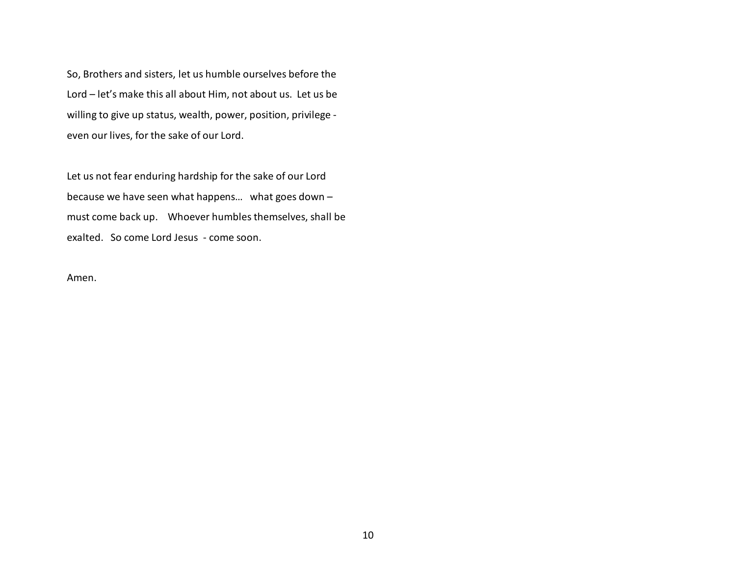So, Brothers and sisters, let us humble ourselves before the Lord – let's make this all about Him, not about us. Let us be willing to give up status, wealth, power, position, privilege - even our lives, for the sake of our Lord.

Let us not fear enduring hardship for the sake of our Lord because we have seen what happens… what goes down – must come back up. Whoever humbles themselves, shall be exalted. So come Lord Jesus - come soon.

Amen.